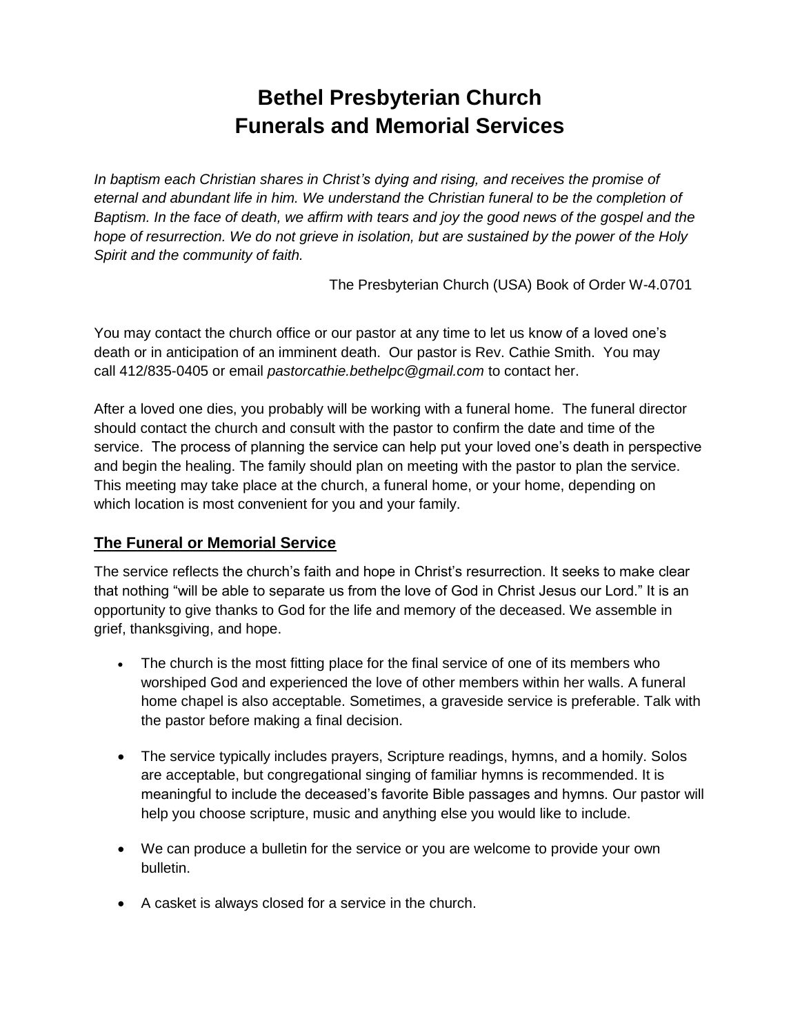# Bethel Presbyterian Church
# Funerals and Memorial Services

*In baptism each Christian shares in Christ's dying and rising, and receives the promise of eternal and abundant life in him. We understand the Christian funeral to be the completion of Baptism. In the face of death, we affirm with tears and joy the good news of the gospel and the hope of resurrection. We do not grieve in isolation, but are sustained by the power of the Holy Spirit and the community of faith.*

The Presbyterian Church (USA) Book of Order W-4.0701

You may contact the church office or our pastor at any time to let us know of a loved one's death or in anticipation of an imminent death. Our pastor is Rev. Cathie Smith. You may call 412/835-0405 or email *pastorcathie.bethelpc@gmail.com* to contact her.

After a loved one dies, you probably will be working with a funeral home. The funeral director should contact the church and consult with the pastor to confirm the date and time of the service. The process of planning the service can help put your loved one's death in perspective and begin the healing. The family should plan on meeting with the pastor to plan the service. This meeting may take place at the church, a funeral home, or your home, depending on which location is most convenient for you and your family.

## The Funeral or Memorial Service

The service reflects the church's faith and hope in Christ's resurrection. It seeks to make clear that nothing "will be able to separate us from the love of God in Christ Jesus our Lord." It is an opportunity to give thanks to God for the life and memory of the deceased. We assemble in grief, thanksgiving, and hope.

- The church is the most fitting place for the final service of one of its members who worshiped God and experienced the love of other members within her walls. A funeral home chapel is also acceptable. Sometimes, a graveside service is preferable. Talk with the pastor before making a final decision.

- The service typically includes prayers, Scripture readings, hymns, and a homily. Solos are acceptable, but congregational singing of familiar hymns is recommended. It is meaningful to include the deceased's favorite Bible passages and hymns. Our pastor will help you choose scripture, music and anything else you would like to include.

- We can produce a bulletin for the service or you are welcome to provide your own bulletin.

- A casket is always closed for a service in the church.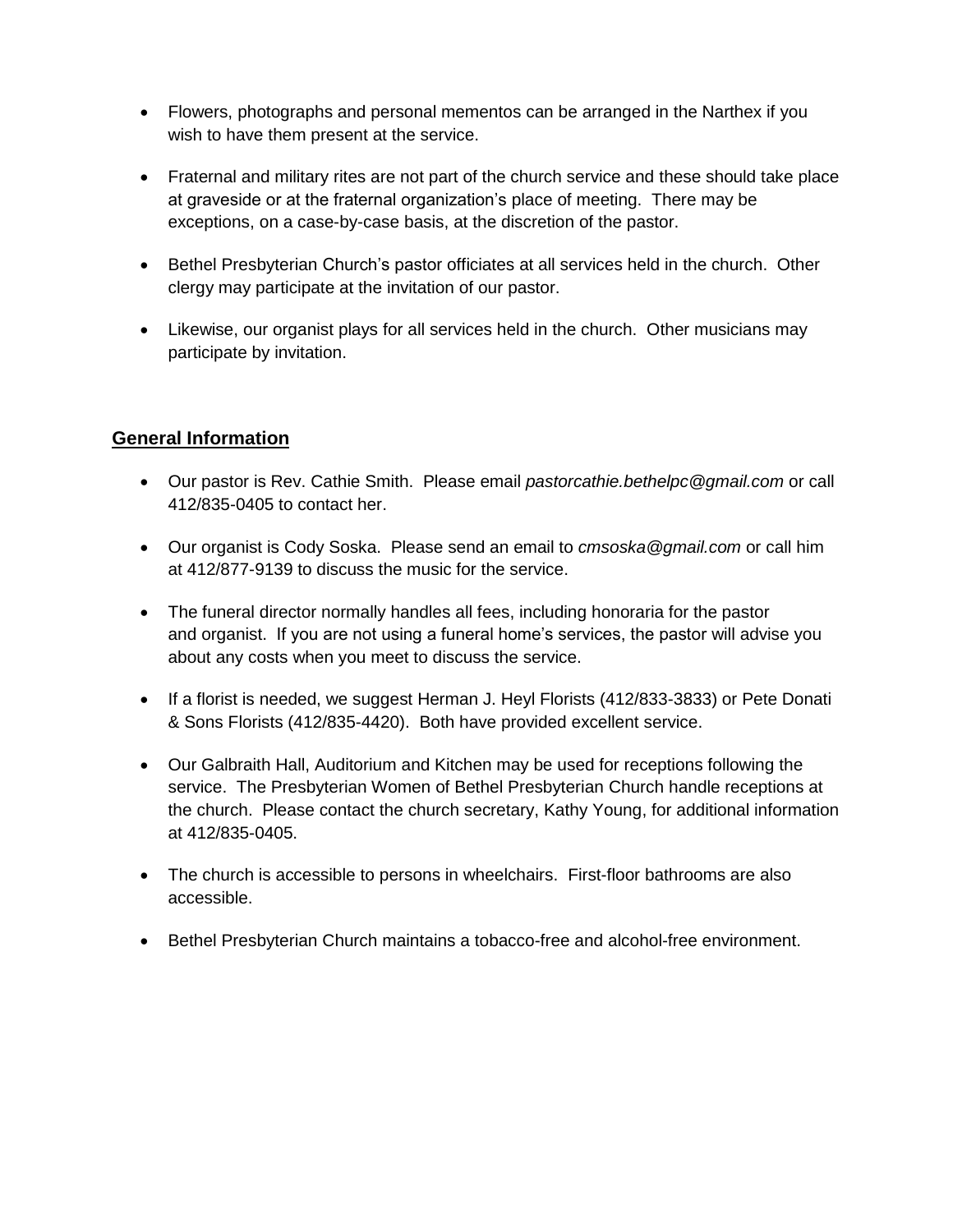- Flowers, photographs and personal mementos can be arranged in the Narthex if you wish to have them present at the service.

- Fraternal and military rites are not part of the church service and these should take place at graveside or at the fraternal organization's place of meeting. There may be exceptions, on a case-by-case basis, at the discretion of the pastor.

- Bethel Presbyterian Church's pastor officiates at all services held in the church. Other clergy may participate at the invitation of our pastor.

- Likewise, our organist plays for all services held in the church. Other musicians may participate by invitation.

## General Information

- Our pastor is Rev. Cathie Smith. Please email *pastorcathie.bethelpc@gmail.com* or call 412/835-0405 to contact her.

- Our organist is Cody Soska. Please send an email to *cmsoska@gmail.com* or call him at 412/877-9139 to discuss the music for the service.

- The funeral director normally handles all fees, including honoraria for the pastor and organist. If you are not using a funeral home's services, the pastor will advise you about any costs when you meet to discuss the service.

- If a florist is needed, we suggest Herman J. Heyl Florists (412/833-3833) or Pete Donati & Sons Florists (412/835-4420). Both have provided excellent service.

- Our Galbraith Hall, Auditorium and Kitchen may be used for receptions following the service. The Presbyterian Women of Bethel Presbyterian Church handle receptions at the church. Please contact the church secretary, Kathy Young, for additional information at 412/835-0405.

- The church is accessible to persons in wheelchairs. First-floor bathrooms are also accessible.

- Bethel Presbyterian Church maintains a tobacco-free and alcohol-free environment.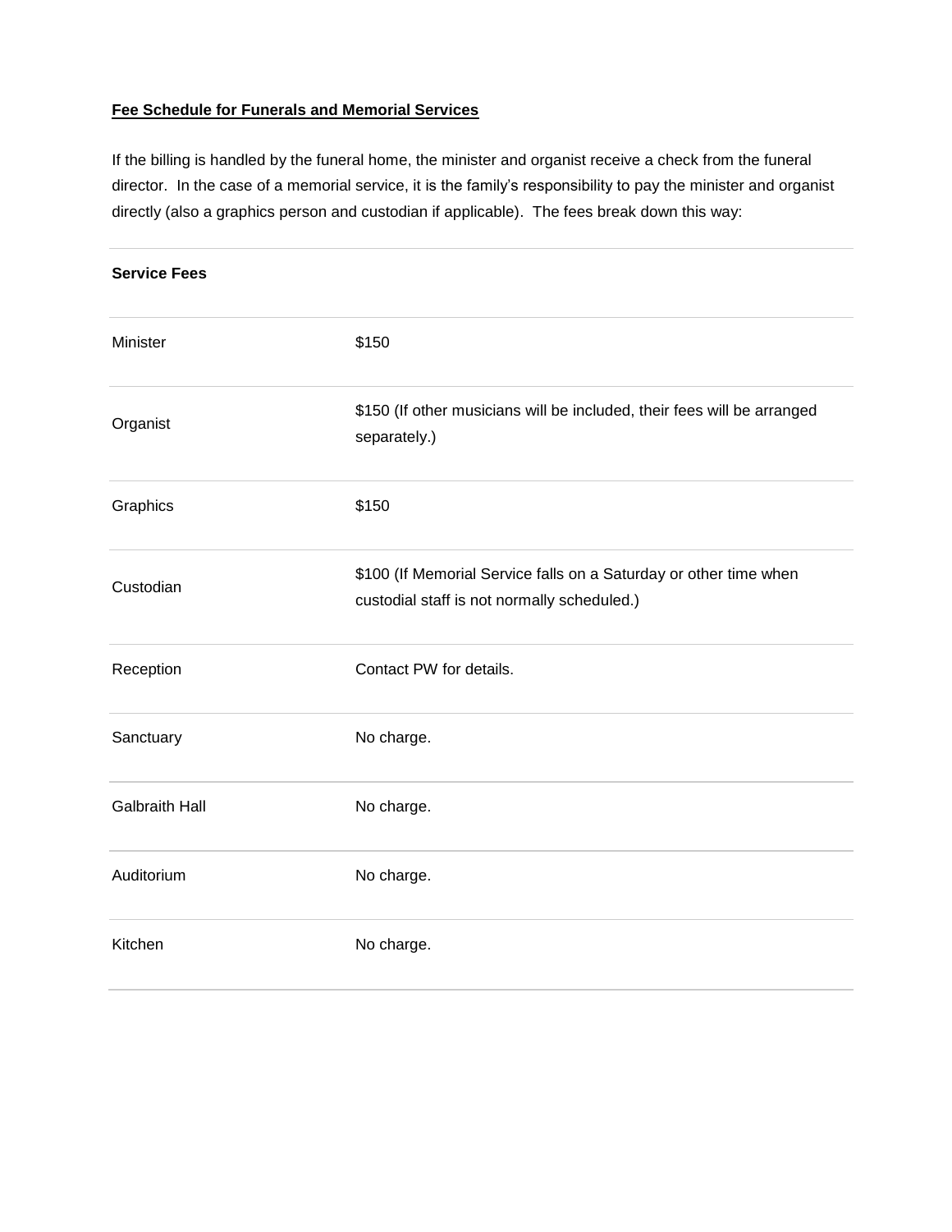**<u>Fee Schedule for Funerals and Memorial Services</u>**

If the billing is handled by the funeral home, the minister and organist receive a check from the funeral director. In the case of a memorial service, it is the family's responsibility to pay the minister and organist directly (also a graphics person and custodian if applicable). The fees break down this way:

| **Service Fees** | |
|---|---|
| Minister | $150 |
| Organist | $150 (If other musicians will be included, their fees will be arranged separately.) |
| Graphics | $150 |
| Custodian | $100 (If Memorial Service falls on a Saturday or other time when custodial staff is not normally scheduled.) |
| Reception | Contact PW for details. |
| Sanctuary | No charge. |
| Galbraith Hall | No charge. |
| Auditorium | No charge. |
| Kitchen | No charge. |